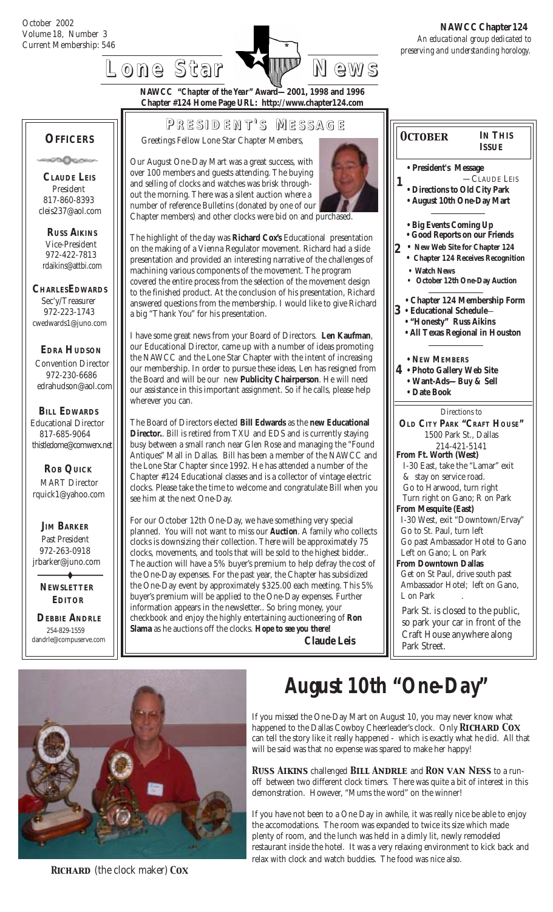October 2002
Volume 18, Number 3
Current Membership: 546

**NAWCC Chapter 124**
*An educational group dedicated to preserving and understanding horology.*

# Lone Star News

**NAWCC "Chapter of the Year" Award—2001, 1998 and 1996**
**Chapter #124 Home Page URL: http://www.chapter124.com**

## OFFICERS

**CLAUDE LEIS**
President
817-860-8393
cleis237@aol.com

**RUSS AIKINS**
Vice-President
972-422-7813
rdaikins@attbi.com

**CHARLES EDWARDS**
Sec'y/Treasurer
972-223-1743
cwedwards1@juno.com

**EDRA HUDSON**
Convention Director
972-230-6686
edrahudson@aol.com

**BILL EDWARDS**
Educational Director
817-685-9064
thistledome@comwerx.net

**ROB QUICK**
MART Director
rquick1@yahoo.com

**JIM BARKER**
Past President
972-263-0918
jrbarker@juno.com

**NEWSLETTER EDITOR**

**DEBBIE ANDRLE**
254-829-1559
dandrle@compuserve.com

## PRESIDENT'S MESSAGE

Greetings Fellow Lone Star Chapter Members,

Our August One-Day Mart was a great success, with over 100 members and guests attending. The buying and selling of clocks and watches was brisk throughout the morning. There was a silent auction where a number of reference Bulletins (donated by one of our Chapter members) and other clocks were bid on and purchased.

The highlight of the day was **Richard Cox's** Educational presentation on the making of a Vienna Regulator movement. Richard had a slide presentation and provided an interesting narrative of the challenges of machining various components of the movement. The program covered the entire process from the selection of the movement design to the finished product. At the conclusion of his presentation, Richard answered questions from the membership. I would like to give Richard a big "Thank You" for his presentation.

I have some great news from your Board of Directors. **Len Kaufman**, our Educational Director, came up with a number of ideas promoting the NAWCC and the Lone Star Chapter with the intent of increasing our membership. In order to pursue these ideas, Len has resigned from the Board and will be our new **Publicity Chairperson**. He will need our assistance in this important assignment. So if he calls, please help wherever you can.

The Board of Directors elected **Bill Edwards** as the **new Educational Director.**. Bill is retired from TXU and EDS and is currently staying busy between a small ranch near Glen Rose and managing the "Found Antiques" Mall in Dallas. Bill has been a member of the NAWCC and the Lone Star Chapter since 1992. He has attended a number of the Chapter #124 Educational classes and is a collector of vintage electric clocks. Please take the time to welcome and congratulate Bill when you see him at the next One-Day.

For our October 12th One-Day, we have something very special planned. You will not want to miss our **Auction**. A family who collects clocks is downsizing their collection. There will be approximately 75 clocks, movements, and tools that will be sold to the highest bidder.. The auction will have a 5% buyer's premium to help defray the cost of the One-Day expenses. For the past year, the Chapter has subsidized the One-Day event by approximately $325.00 each meeting. This 5% buyer's premium will be applied to the One-Day expenses. Further information appears in the newsletter.. So bring money, your checkbook and enjoy the highly entertaining auctioneering of **Ron Slama** as he auctions off the clocks. ***Hope to see you there!***

**Claude Leis**

## OCTOBER — IN THIS ISSUE

1
- President's Message —CLAUDE LEIS
- Directions to Old City Park
- August 10th One-Day Mart

2
- Big Events Coming Up
- Good Reports on our Friends
- New Web Site for Chapter 124
- Chapter 124 Receives Recognition
- Watch News
- October 12th One-Day Auction

3
- Chapter 124 Membership Form
- Educational Schedule—
- "Honesty" Russ Aikins
- All Texas Regional in Houston

4
- NEW MEMBERS
- Photo Gallery Web Site
- Want-Ads—Buy & Sell
- Date Book

*Directions to*
**OLD CITY PARK "CRAFT HOUSE"**
1500 Park St., Dallas
214-421-5141

**From Ft. Worth (West)**
I-30 East, take the "Lamar" exit & stay on service road.
Go to Harwood, turn right
Turn right on Gano; R on Park

**From Mesquite (East)**
I-30 West, exit "Downtown/Ervay"
Go to St. Paul, turn left
Go past Ambassador Hotel to Gano
Left on Gano; L on Park

**From Downtown Dallas**
Get on St Paul, drive south past Ambassador Hotel; left on Gano, L on Park

Park St. is closed to the public, so park your car in front of the Craft House anywhere along Park Street.

# August 10th "One-Day"

If you missed the One-Day Mart on August 10, you may never know what happened to the Dallas Cowboy Cheerleader's clock. Only **RICHARD COX** can tell the story like it really happened - which is exactly what he did. All that will be said was that no expense was spared to make her happy!

**RUSS AIKINS** challenged **BILL ANDRLE** and **RON VAN NESS** to a run-off between two different clock timers. There was quite a bit of interest in this demonstration. However, "Mums the word" on the winner!

If you have not been to a One Day in awhile, it was really nice be able to enjoy the accomodations. The room was expanded to twice its size which made plenty of room, and the lunch was held in a dimly lit, newly remodeled restaurant inside the hotel. It was a very relaxing environment to kick back and relax with clock and watch buddies. The food was nice also.

**RICHARD** (the clock maker) **COX**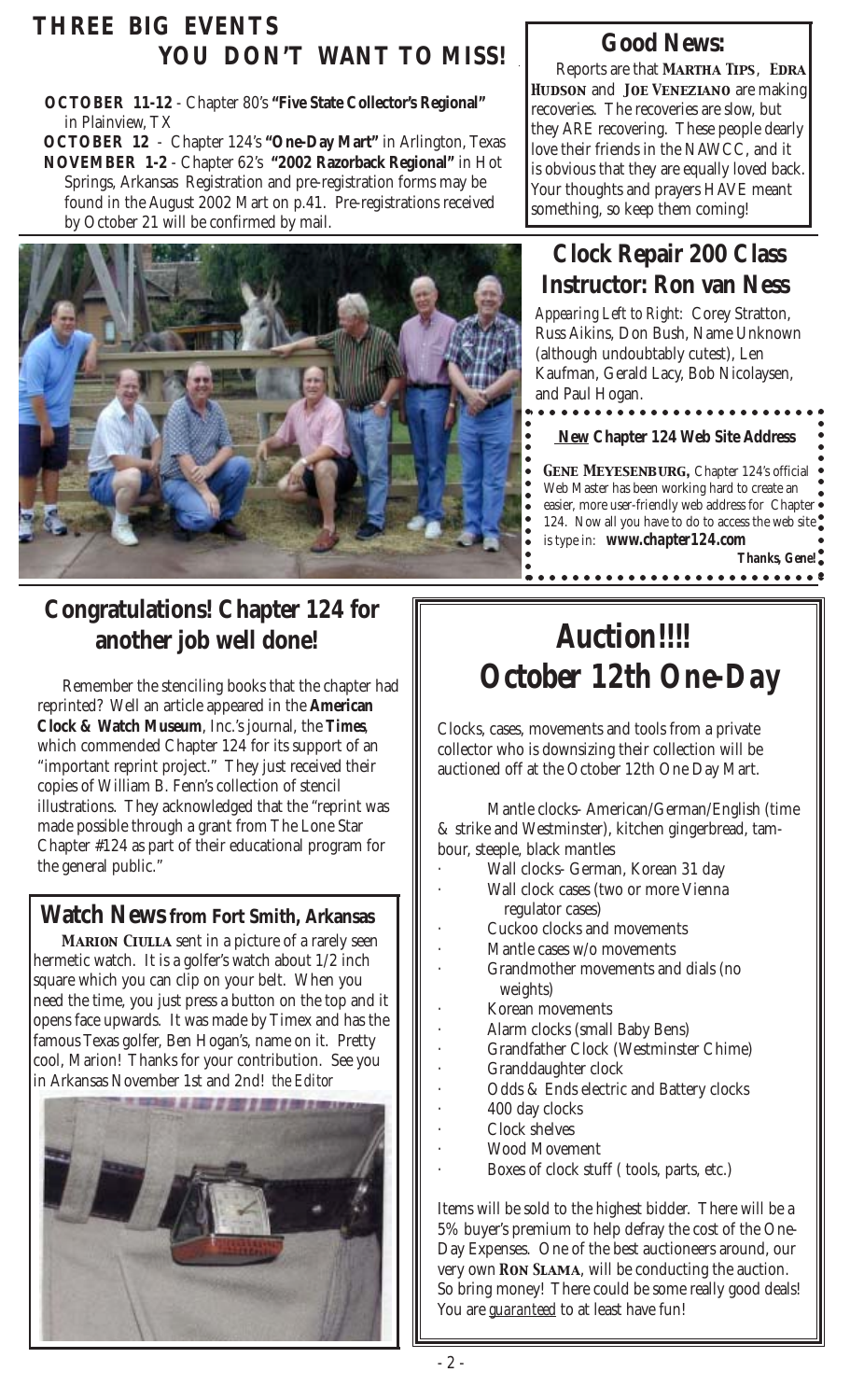## THREE BIG EVENTS YOU DON'T WANT TO MISS!

**OCTOBER 11-12** - Chapter 80's **"Five State Collector's Regional"** in Plainview, TX

**OCTOBER 12** - Chapter 124's **"One-Day Mart"** in Arlington, Texas

**NOVEMBER 1-2** - Chapter 62's **"2002 Razorback Regional"** in Hot Springs, Arkansas Registration and pre-registration forms may be found in the August 2002 Mart on p.41. Pre-registrations received by October 21 will be confirmed by mail.

## Good News:

Reports are that **MARTHA TIPS**, **EDRA HUDSON** and **JOE VENEZIANO** are making recoveries. The recoveries are slow, but they ARE recovering. These people dearly love their friends in the NAWCC, and it is obvious that they are equally loved back. Your thoughts and prayers HAVE meant something, so keep them coming!

## Clock Repair 200 Class Instructor: Ron van Ness

*Appearing Left to Right:* Corey Stratton, Russ Aikins, Don Bush, Name Unknown (although undoubtably cutest), Len Kaufman, Gerald Lacy, Bob Nicolaysen, and Paul Hogan.

**New Chapter 124 Web Site Address**

**GENE MEYESENBURG,** Chapter 124's official Web Master has been working hard to create an easier, more user-friendly web address for Chapter 124. Now all you have to do to access the web site is type in: **www.chapter124.com**

***Thanks, Gene!***

## Congratulations! Chapter 124 for another job well done!

Remember the stenciling books that the chapter had reprinted? Well an article appeared in the **American Clock & Watch Museum**, Inc.'s journal, the ***Times***, which commended Chapter 124 for its support of an "important reprint project." They just received their copies of William B. Fenn's collection of stencil illustrations. They acknowledged that the "reprint was made possible through a grant from The Lone Star Chapter #124 as part of their educational program for the general public."

## Watch News from Fort Smith, Arkansas

**MARION CIULLA** sent in a picture of a rarely seen hermetic watch. It is a golfer's watch about 1/2 inch square which you can clip on your belt. When you need the time, you just press a button on the top and it opens face upwards. It was made by Timex and has the famous Texas golfer, Ben Hogan's, name on it. Pretty cool, Marion! Thanks for your contribution. See you in Arkansas November 1st and 2nd! *the Editor*

## *Auction!!!! October 12th One-Day*

Clocks, cases, movements and tools from a private collector who is downsizing their collection will be auctioned off at the October 12th One Day Mart.

Mantle clocks- American/German/English (time & strike and Westminster), kitchen gingerbread, tambour, steeple, black mantles

- Wall clocks- German, Korean 31 day
- Wall clock cases (two or more Vienna regulator cases)
- Cuckoo clocks and movements
- Mantle cases w/o movements
- Grandmother movements and dials (no weights)
- Korean movements
- Alarm clocks (small Baby Bens)
- Grandfather Clock (Westminster Chime)
- Granddaughter clock
- Odds & Ends electric and Battery clocks
- 400 day clocks
- Clock shelves
- Wood Movement
- Boxes of clock stuff ( tools, parts, etc.)

Items will be sold to the highest bidder. There will be a 5% buyer's premium to help defray the cost of the One-Day Expenses. One of the best auctioneers around, our very own **RON SLAMA**, will be conducting the auction. So bring money! There could be some really good deals! You are *guaranteed* to at least have fun!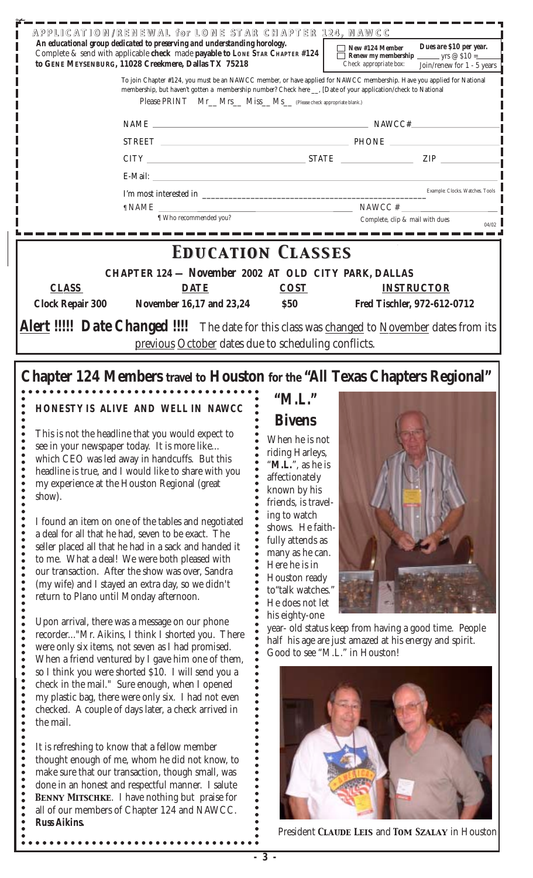## APPLICATION/RENEWAL for LONE STAR CHAPTER 124, NAWCC

**An educational group dedicated to preserving and understanding horology.**
Complete & send with applicable **check** made **payable to LONE STAR CHAPTER #124 to GENE MEYSENBURG, 11028 Creekmere, Dallas TX 75218**

☐ **New #124 Member**
☐ **Renew my membership** ______ yrs @ $10 =______
Check appropriate box:

**Dues are $10 per year.**
Join/renew for 1 - 5 years

To join Chapter #124, you must be an NAWCC member, or have applied for NAWCC membership. Have you applied for National membership, but haven't gotten a membership number? Check here __, [Date of your application/check to National

Please PRINT Mr__ Mrs__ Miss__ Ms__ (Please check appropriate blank.)

NAME ______________________ NAWCC#__________

STREET ______________________ PHONE __________

CITY ______________ STATE __________ ZIP ______

E-Mail: ______________________

I'm most interested in ______________________ Example: Clocks. Watches. Tools

¶ NAME ______________________ NAWCC # __________

¶ Who recommended you?

Complete, clip & mail with dues

04/02

# EDUCATION CLASSES

**CHAPTER 124 — November 2002 AT OLD CITY PARK, DALLAS**

| CLASS | DATE | COST | INSTRUCTOR |
|---|---|---|---|
| **Clock Repair 300** | **November 16,17 and 23,24** | **$50** | **Fred Tischler, 972-612-0712** |

***Alert !!!!! Date Changed !!!!*** The date for this class was changed to November dates from its previous October dates due to scheduling conflicts.

# Chapter 124 Members travel to Houston for the "All Texas Chapters Regional"

### HONESTY IS ALIVE AND WELL IN NAWCC

This is not the headline that you would expect to see in your newspaper today. It is more like... which CEO was led away in handcuffs. But this headline is true, and I would like to share with you my experience at the Houston Regional (great show).

I found an item on one of the tables and negotiated a deal for all that he had, seven to be exact. The seller placed all that he had in a sack and handed it to me. What a deal! We were both pleased with our transaction. After the show was over, Sandra (my wife) and I stayed an extra day, so we didn't return to Plano until Monday afternoon.

Upon arrival, there was a message on our phone recorder..."Mr. Aikins, I think I shorted you. There were only six items, not seven as I had promised. When a friend ventured by I gave him one of them, so I think you were shorted $10. I will send you a check in the mail." Sure enough, when I opened my plastic bag, there were only six. I had not even checked. A couple of days later, a check arrived in the mail.

It is refreshing to know that a fellow member thought enough of me, whom he did not know, to make sure that our transaction, though small, was done in an honest and respectful manner. I salute **BENNY MITSCHKE**. I have nothing but praise for all of our members of Chapter 124 and NAWCC.
***Russ Aikins.***

## "M.L." Bivens

When he is not riding Harleys, "**M.L.**", as he is affectionately known by his friends, is traveling to watch shows. He faithfully attends as many as he can. Here he is in Houston ready to"talk watches." He does not let his eighty-one year- old status keep from having a good time. People half his age are just amazed at his energy and spirit. Good to see "M.L." in Houston!

President **CLAUDE LEIS** and **TOM SZALAY** in Houston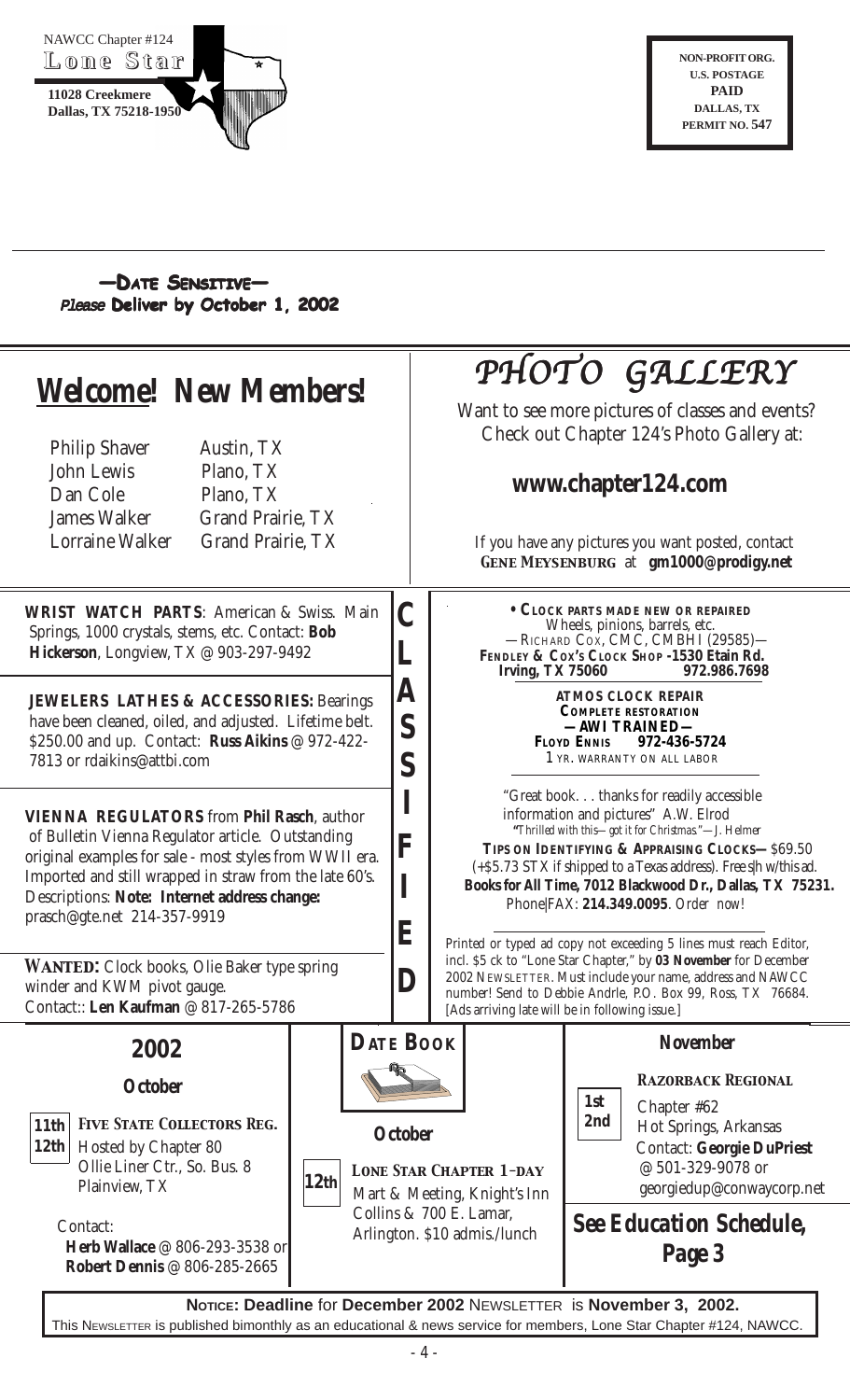NAWCC Chapter #124
Lone Star
11028 Creekmere
Dallas, TX 75218-1950

NON-PROFIT ORG.
U.S. POSTAGE
PAID
DALLAS, TX
PERMIT NO. 547

**—DATE SENSITIVE—**
*Please* **Deliver by October 1, 2002**

## Welcome! New Members!

| | |
|---|---|
| Philip Shaver | Austin, TX |
| John Lewis | Plano, TX |
| Dan Cole | Plano, TX |
| James Walker | Grand Prairie, TX |
| Lorraine Walker | Grand Prairie, TX |

## PHOTO GALLERY

Want to see more pictures of classes and events? Check out Chapter 124's Photo Gallery at:

**www.chapter124.com**

If you have any pictures you want posted, contact **GENE MEYSENBURG** at **gm1000@prodigy.net**

## CLASSIFIED

**WRIST WATCH PARTS**: American & Swiss. Main Springs, 1000 crystals, stems, etc. Contact: **Bob Hickerson**, Longview, TX @ 903-297-9492

**JEWELERS LATHES & ACCESSORIES:** Bearings have been cleaned, oiled, and adjusted. Lifetime belt. $250.00 and up. Contact: **Russ Aikins** @ 972-422-7813 or rdaikins@attbi.com

**VIENNA REGULATORS** from **Phil Rasch**, author of Bulletin Vienna Regulator article. Outstanding original examples for sale - most styles from WWII era. Imported and still wrapped in straw from the late 60's. Descriptions: **Note: Internet address change:** prasch@gte.net 214-357-9919

**WANTED:** Clock books, Olie Baker type spring winder and KWM pivot gauge. Contact:: **Len Kaufman** @ 817-265-5786

**• CLOCK PARTS MADE NEW OR REPAIRED**
Wheels, pinions, barrels, etc.
—RICHARD COX, CMC, CMBHI (29585)—
**FENDLEY & COX'S CLOCK SHOP -1530 Etain Rd. Irving, TX 75060 972.986.7698**

**ATMOS CLOCK REPAIR**
**COMPLETE RESTORATION**
**—AWI TRAINED—**
**FLOYD ENNIS 972-436-5724**
1 YR. WARRANTY ON ALL LABOR

"Great book. . . thanks for readily accessible information and pictures" A.W. Elrod
*"Thrilled with this—got it for Christmas."—J. Helmer*
**TIPS ON IDENTIFYING & APPRAISING CLOCKS—** $69.50 (+$5.73 STX if shipped to a Texas address). Free s|h w/this ad.
**Books for All Time, 7012 Blackwood Dr., Dallas, TX 75231.** Phone|FAX: **214.349.0095**. *Order now!*

Printed or typed ad copy not exceeding 5 lines must reach Editor, incl. $5 ck to "Lone Star Chapter," by **03 November** for December 2002 NEWSLETTER. Must include your name, address and NAWCC number! Send to Debbie Andrle, P.O. Box 99, Ross, TX 76684. [Ads arriving late will be in following issue.]

## DATE BOOK

### 2002

**October**

**11th–12th** **FIVE STATE COLLECTORS REG.** Hosted by Chapter 80, Ollie Liner Ctr., So. Bus. 8, Plainview, TX

Contact:
**Herb Wallace** @ 806-293-3538 or
**Robert Dennis** @ 806-285-2665

**October**

**12th** **LONE STAR CHAPTER 1-DAY** Mart & Meeting, Knight's Inn, Collins & 700 E. Lamar, Arlington. $10 admis./lunch

**November**

**1st–2nd** **RAZORBACK REGIONAL** Chapter #62, Hot Springs, Arkansas. Contact: **Georgie DuPriest** @ 501-329-9078 or georgiedup@conwaycorp.net

**See Education Schedule, Page 3**

**NOTICE: Deadline** for **December 2002** NEWSLETTER is **November 3, 2002.**

This NEWSLETTER is published bimonthly as an educational & news service for members, Lone Star Chapter #124, NAWCC.